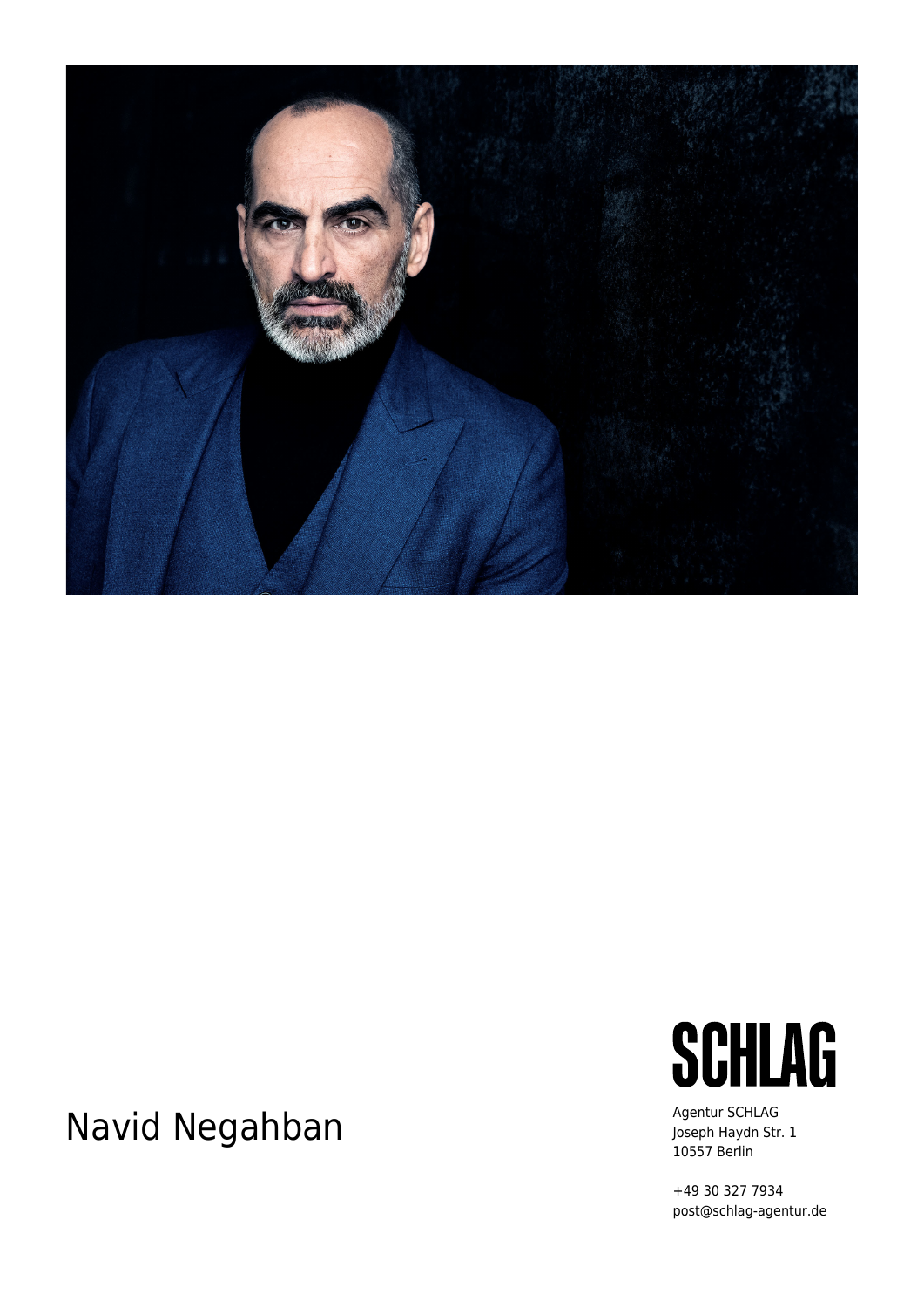# Navid Negahban

**SCHLAG**

Agentur SCHLAG
Joseph Haydn Str. 1
10557 Berlin

+49 30 327 7934
post@schlag-agentur.de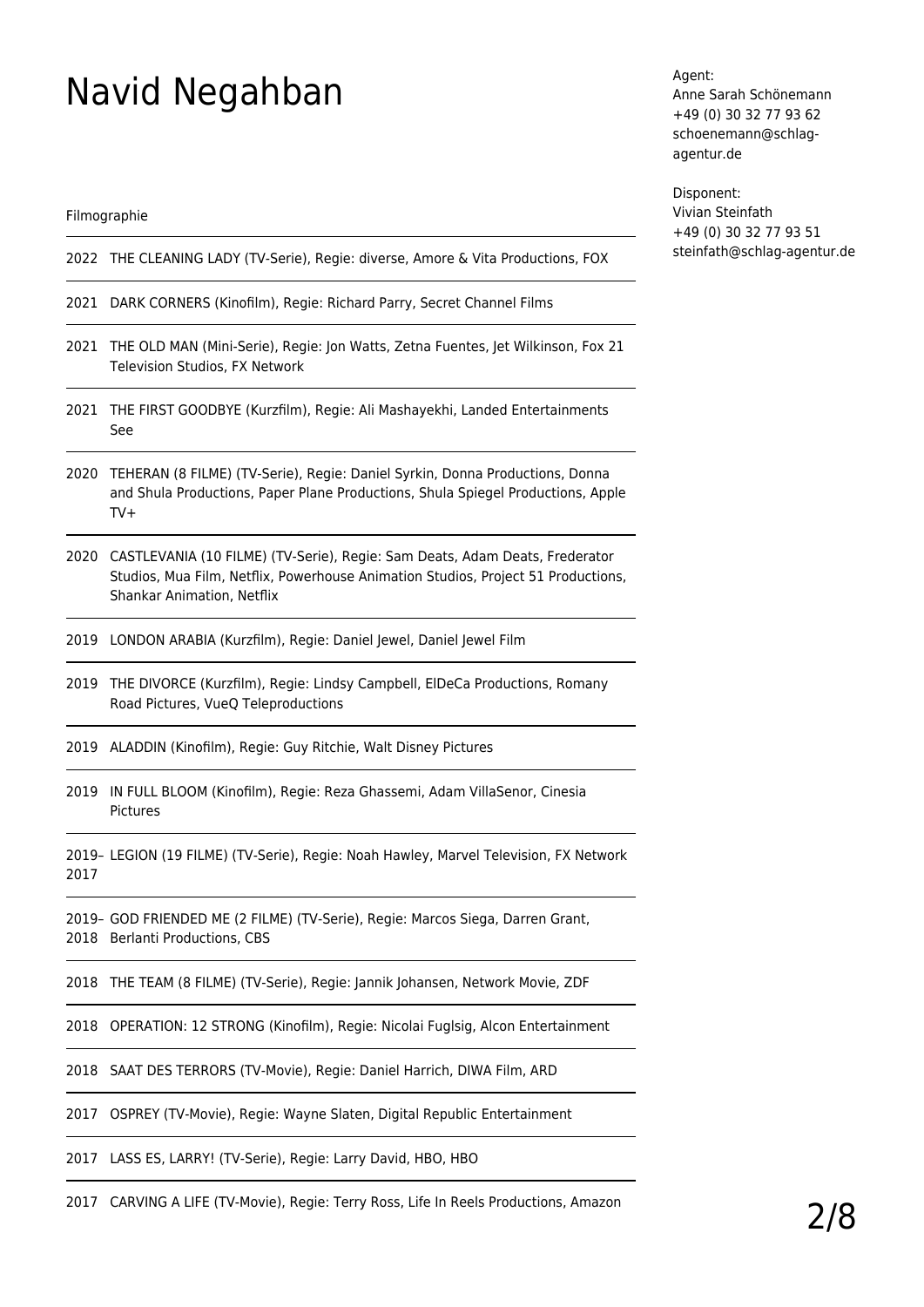# Navid Negahban

Agent:
Anne Sarah Schönemann
+49 (0) 30 32 77 93 62
schoenemann@schlag-agentur.de

Disponent:
Vivian Steinfath
+49 (0) 30 32 77 93 51
steinfath@schlag-agentur.de

Filmographie

| | |
|---|---|
| 2022 | THE CLEANING LADY (TV-Serie), Regie: diverse, Amore & Vita Productions, FOX |
| 2021 | DARK CORNERS (Kinofilm), Regie: Richard Parry, Secret Channel Films |
| 2021 | THE OLD MAN (Mini-Serie), Regie: Jon Watts, Zetna Fuentes, Jet Wilkinson, Fox 21 Television Studios, FX Network |
| 2021 | THE FIRST GOODBYE (Kurzfilm), Regie: Ali Mashayekhi, Landed Entertainments See |
| 2020 | TEHERAN (8 FILME) (TV-Serie), Regie: Daniel Syrkin, Donna Productions, Donna and Shula Productions, Paper Plane Productions, Shula Spiegel Productions, Apple TV+ |
| 2020 | CASTLEVANIA (10 FILME) (TV-Serie), Regie: Sam Deats, Adam Deats, Frederator Studios, Mua Film, Netflix, Powerhouse Animation Studios, Project 51 Productions, Shankar Animation, Netflix |
| 2019 | LONDON ARABIA (Kurzfilm), Regie: Daniel Jewel, Daniel Jewel Film |
| 2019 | THE DIVORCE (Kurzfilm), Regie: Lindsy Campbell, ElDeCa Productions, Romany Road Pictures, VueQ Teleproductions |
| 2019 | ALADDIN (Kinofilm), Regie: Guy Ritchie, Walt Disney Pictures |
| 2019 | IN FULL BLOOM (Kinofilm), Regie: Reza Ghassemi, Adam VillaSenor, Cinesia Pictures |
| 2019–2017 | LEGION (19 FILME) (TV-Serie), Regie: Noah Hawley, Marvel Television, FX Network |
| 2019–2018 | GOD FRIENDED ME (2 FILME) (TV-Serie), Regie: Marcos Siega, Darren Grant, Berlanti Productions, CBS |
| 2018 | THE TEAM (8 FILME) (TV-Serie), Regie: Jannik Johansen, Network Movie, ZDF |
| 2018 | OPERATION: 12 STRONG (Kinofilm), Regie: Nicolai Fuglsig, Alcon Entertainment |
| 2018 | SAAT DES TERRORS (TV-Movie), Regie: Daniel Harrich, DIWA Film, ARD |
| 2017 | OSPREY (TV-Movie), Regie: Wayne Slaten, Digital Republic Entertainment |
| 2017 | LASS ES, LARRY! (TV-Serie), Regie: Larry David, HBO, HBO |
| 2017 | CARVING A LIFE (TV-Movie), Regie: Terry Ross, Life In Reels Productions, Amazon |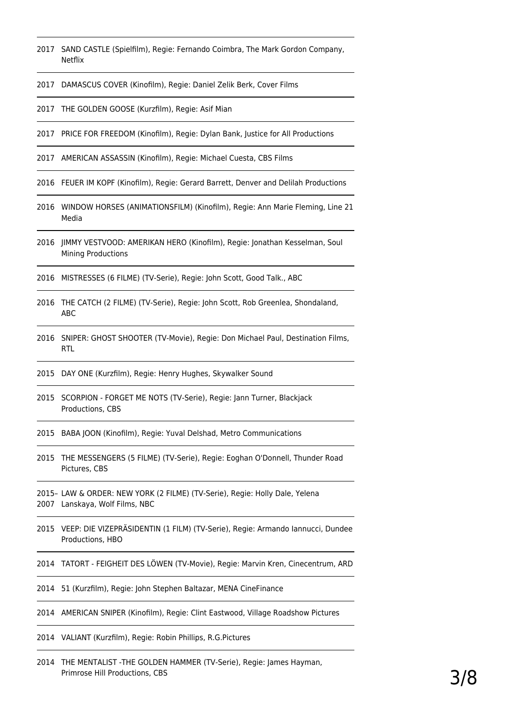| | |
|---|---|
| 2017 | SAND CASTLE (Spielfilm), Regie: Fernando Coimbra, The Mark Gordon Company, Netflix |
| 2017 | DAMASCUS COVER (Kinofilm), Regie: Daniel Zelik Berk, Cover Films |
| 2017 | THE GOLDEN GOOSE (Kurzfilm), Regie: Asif Mian |
| 2017 | PRICE FOR FREEDOM (Kinofilm), Regie: Dylan Bank, Justice for All Productions |
| 2017 | AMERICAN ASSASSIN (Kinofilm), Regie: Michael Cuesta, CBS Films |
| 2016 | FEUER IM KOPF (Kinofilm), Regie: Gerard Barrett, Denver and Delilah Productions |
| 2016 | WINDOW HORSES (ANIMATIONSFILM) (Kinofilm), Regie: Ann Marie Fleming, Line 21 Media |
| 2016 | JIMMY VESTVOOD: AMERIKAN HERO (Kinofilm), Regie: Jonathan Kesselman, Soul Mining Productions |
| 2016 | MISTRESSES (6 FILME) (TV-Serie), Regie: John Scott, Good Talk., ABC |
| 2016 | THE CATCH (2 FILME) (TV-Serie), Regie: John Scott, Rob Greenlea, Shondaland, ABC |
| 2016 | SNIPER: GHOST SHOOTER (TV-Movie), Regie: Don Michael Paul, Destination Films, RTL |
| 2015 | DAY ONE (Kurzfilm), Regie: Henry Hughes, Skywalker Sound |
| 2015 | SCORPION - FORGET ME NOTS (TV-Serie), Regie: Jann Turner, Blackjack Productions, CBS |
| 2015 | BABA JOON (Kinofilm), Regie: Yuval Delshad, Metro Communications |
| 2015 | THE MESSENGERS (5 FILME) (TV-Serie), Regie: Eoghan O'Donnell, Thunder Road Pictures, CBS |
| 2015–2007 | LAW & ORDER: NEW YORK (2 FILME) (TV-Serie), Regie: Holly Dale, Yelena Lanskaya, Wolf Films, NBC |
| 2015 | VEEP: DIE VIZEPRÄSIDENTIN (1 FILM) (TV-Serie), Regie: Armando Iannucci, Dundee Productions, HBO |
| 2014 | TATORT - FEIGHEIT DES LÖWEN (TV-Movie), Regie: Marvin Kren, Cinecentrum, ARD |
| 2014 | 51 (Kurzfilm), Regie: John Stephen Baltazar, MENA CineFinance |
| 2014 | AMERICAN SNIPER (Kinofilm), Regie: Clint Eastwood, Village Roadshow Pictures |
| 2014 | VALIANT (Kurzfilm), Regie: Robin Phillips, R.G.Pictures |
| 2014 | THE MENTALIST -THE GOLDEN HAMMER (TV-Serie), Regie: James Hayman, Primrose Hill Productions, CBS |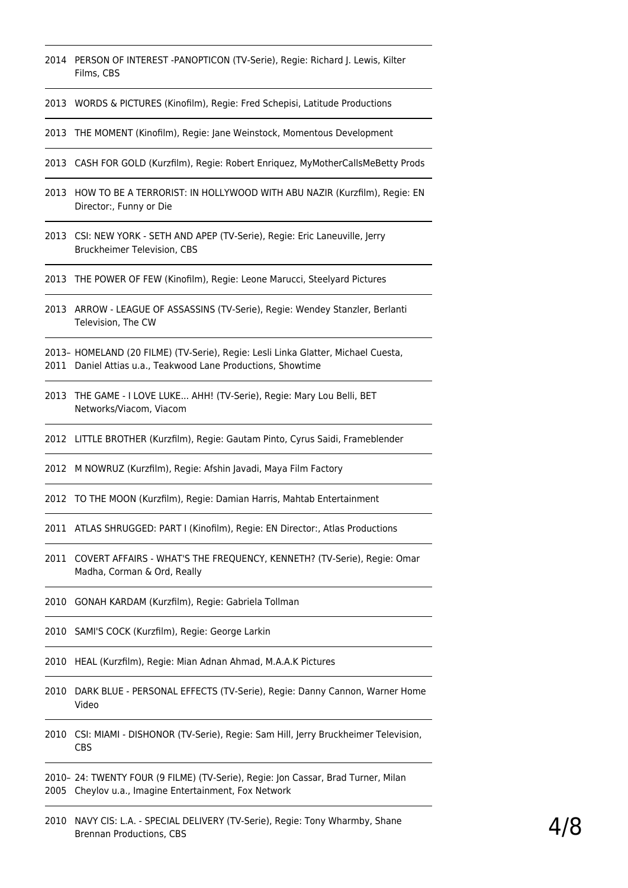2014 PERSON OF INTEREST -PANOPTICON (TV-Serie), Regie: Richard J. Lewis, Kilter Films, CBS

2013 WORDS & PICTURES (Kinofilm), Regie: Fred Schepisi, Latitude Productions

2013 THE MOMENT (Kinofilm), Regie: Jane Weinstock, Momentous Development

2013 CASH FOR GOLD (Kurzfilm), Regie: Robert Enriquez, MyMotherCallsMeBetty Prods

2013 HOW TO BE A TERRORIST: IN HOLLYWOOD WITH ABU NAZIR (Kurzfilm), Regie: EN Director:, Funny or Die

2013 CSI: NEW YORK - SETH AND APEP (TV-Serie), Regie: Eric Laneuville, Jerry Bruckheimer Television, CBS

2013 THE POWER OF FEW (Kinofilm), Regie: Leone Marucci, Steelyard Pictures

2013 ARROW - LEAGUE OF ASSASSINS (TV-Serie), Regie: Wendey Stanzler, Berlanti Television, The CW

2013–2011 HOMELAND (20 FILME) (TV-Serie), Regie: Lesli Linka Glatter, Michael Cuesta, Daniel Attias u.a., Teakwood Lane Productions, Showtime

2013 THE GAME - I LOVE LUKE... AHH! (TV-Serie), Regie: Mary Lou Belli, BET Networks/Viacom, Viacom

2012 LITTLE BROTHER (Kurzfilm), Regie: Gautam Pinto, Cyrus Saidi, Frameblender

2012 M NOWRUZ (Kurzfilm), Regie: Afshin Javadi, Maya Film Factory

2012 TO THE MOON (Kurzfilm), Regie: Damian Harris, Mahtab Entertainment

2011 ATLAS SHRUGGED: PART I (Kinofilm), Regie: EN Director:, Atlas Productions

2011 COVERT AFFAIRS - WHAT'S THE FREQUENCY, KENNETH? (TV-Serie), Regie: Omar Madha, Corman & Ord, Really

2010 GONAH KARDAM (Kurzfilm), Regie: Gabriela Tollman

2010 SAMI'S COCK (Kurzfilm), Regie: George Larkin

2010 HEAL (Kurzfilm), Regie: Mian Adnan Ahmad, M.A.A.K Pictures

2010 DARK BLUE - PERSONAL EFFECTS (TV-Serie), Regie: Danny Cannon, Warner Home Video

2010 CSI: MIAMI - DISHONOR (TV-Serie), Regie: Sam Hill, Jerry Bruckheimer Television, CBS

2010–2005 24: TWENTY FOUR (9 FILME) (TV-Serie), Regie: Jon Cassar, Brad Turner, Milan Cheylov u.a., Imagine Entertainment, Fox Network

2010 NAVY CIS: L.A. - SPECIAL DELIVERY (TV-Serie), Regie: Tony Wharmby, Shane Brennan Productions, CBS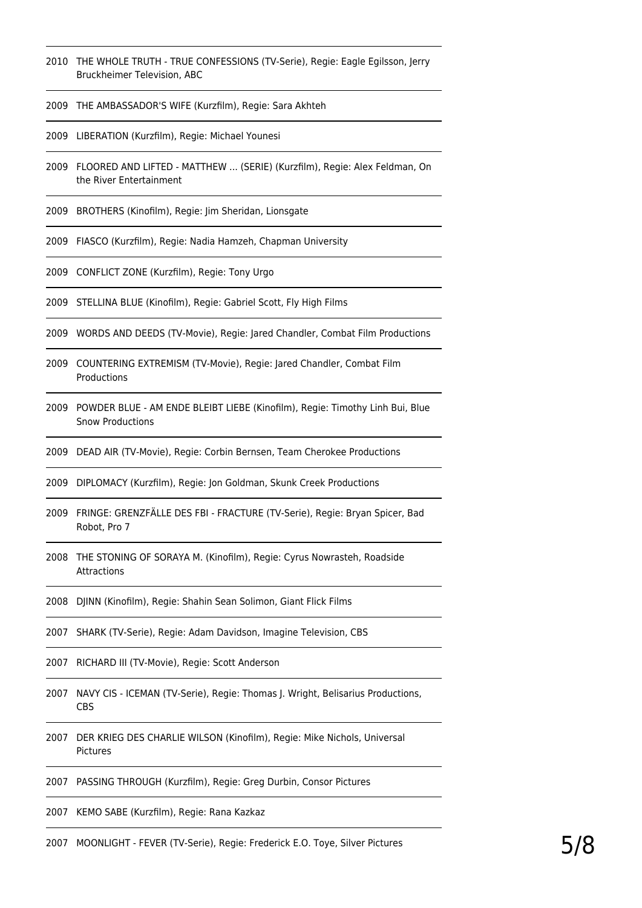2010 THE WHOLE TRUTH - TRUE CONFESSIONS (TV-Serie), Regie: Eagle Egilsson, Jerry Bruckheimer Television, ABC

2009 THE AMBASSADOR'S WIFE (Kurzfilm), Regie: Sara Akhteh

2009 LIBERATION (Kurzfilm), Regie: Michael Younesi

2009 FLOORED AND LIFTED - MATTHEW ... (SERIE) (Kurzfilm), Regie: Alex Feldman, On the River Entertainment

2009 BROTHERS (Kinofilm), Regie: Jim Sheridan, Lionsgate

2009 FIASCO (Kurzfilm), Regie: Nadia Hamzeh, Chapman University

2009 CONFLICT ZONE (Kurzfilm), Regie: Tony Urgo

2009 STELLINA BLUE (Kinofilm), Regie: Gabriel Scott, Fly High Films

2009 WORDS AND DEEDS (TV-Movie), Regie: Jared Chandler, Combat Film Productions

2009 COUNTERING EXTREMISM (TV-Movie), Regie: Jared Chandler, Combat Film Productions

2009 POWDER BLUE - AM ENDE BLEIBT LIEBE (Kinofilm), Regie: Timothy Linh Bui, Blue Snow Productions

2009 DEAD AIR (TV-Movie), Regie: Corbin Bernsen, Team Cherokee Productions

2009 DIPLOMACY (Kurzfilm), Regie: Jon Goldman, Skunk Creek Productions

2009 FRINGE: GRENZFÄLLE DES FBI - FRACTURE (TV-Serie), Regie: Bryan Spicer, Bad Robot, Pro 7

2008 THE STONING OF SORAYA M. (Kinofilm), Regie: Cyrus Nowrasteh, Roadside Attractions

2008 DJINN (Kinofilm), Regie: Shahin Sean Solimon, Giant Flick Films

2007 SHARK (TV-Serie), Regie: Adam Davidson, Imagine Television, CBS

2007 RICHARD III (TV-Movie), Regie: Scott Anderson

2007 NAVY CIS - ICEMAN (TV-Serie), Regie: Thomas J. Wright, Belisarius Productions, CBS

2007 DER KRIEG DES CHARLIE WILSON (Kinofilm), Regie: Mike Nichols, Universal Pictures

2007 PASSING THROUGH (Kurzfilm), Regie: Greg Durbin, Consor Pictures

2007 KEMO SABE (Kurzfilm), Regie: Rana Kazkaz

2007 MOONLIGHT - FEVER (TV-Serie), Regie: Frederick E.O. Toye, Silver Pictures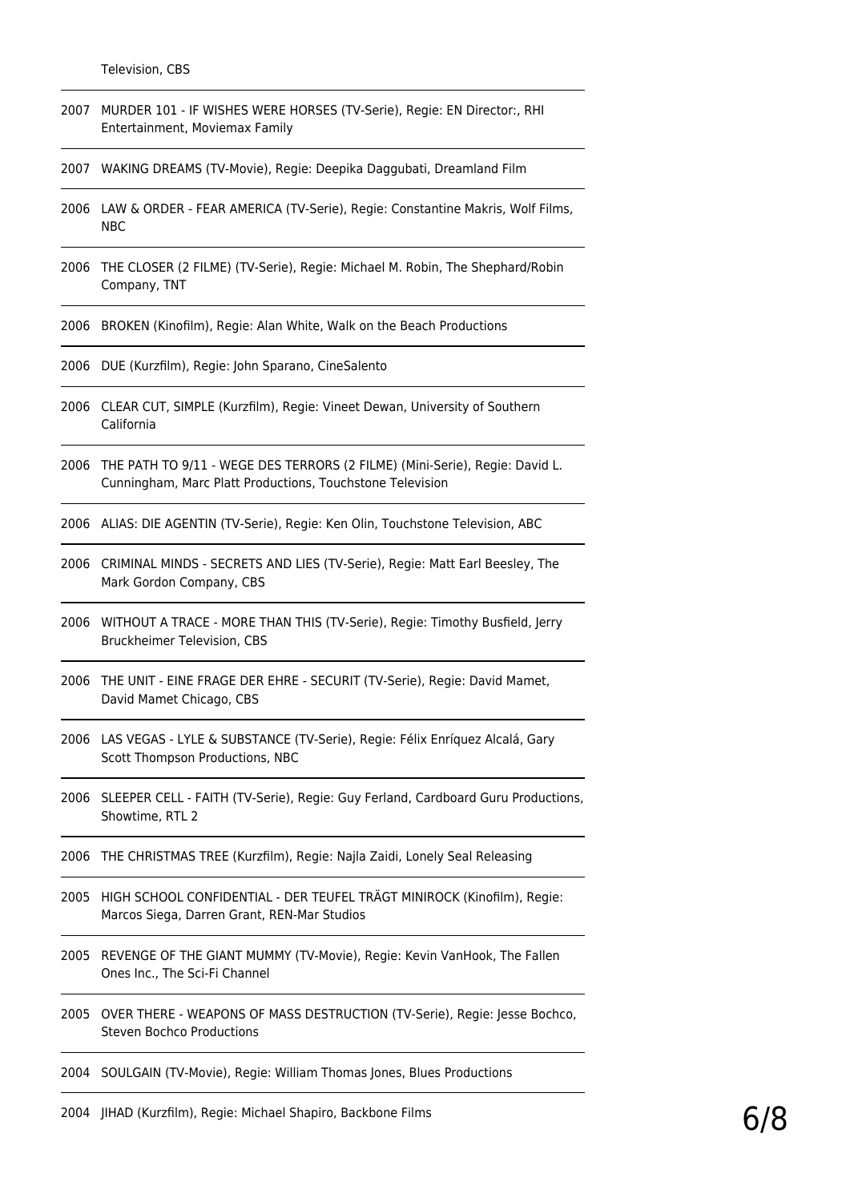Television, CBS

2007 MURDER 101 - IF WISHES WERE HORSES (TV-Serie), Regie: EN Director:, RHI Entertainment, Moviemax Family

2007 WAKING DREAMS (TV-Movie), Regie: Deepika Daggubati, Dreamland Film

2006 LAW & ORDER - FEAR AMERICA (TV-Serie), Regie: Constantine Makris, Wolf Films, NBC

2006 THE CLOSER (2 FILME) (TV-Serie), Regie: Michael M. Robin, The Shephard/Robin Company, TNT

2006 BROKEN (Kinofilm), Regie: Alan White, Walk on the Beach Productions

2006 DUE (Kurzfilm), Regie: John Sparano, CineSalento

2006 CLEAR CUT, SIMPLE (Kurzfilm), Regie: Vineet Dewan, University of Southern California

2006 THE PATH TO 9/11 - WEGE DES TERRORS (2 FILME) (Mini-Serie), Regie: David L. Cunningham, Marc Platt Productions, Touchstone Television

2006 ALIAS: DIE AGENTIN (TV-Serie), Regie: Ken Olin, Touchstone Television, ABC

2006 CRIMINAL MINDS - SECRETS AND LIES (TV-Serie), Regie: Matt Earl Beesley, The Mark Gordon Company, CBS

2006 WITHOUT A TRACE - MORE THAN THIS (TV-Serie), Regie: Timothy Busfield, Jerry Bruckheimer Television, CBS

2006 THE UNIT - EINE FRAGE DER EHRE - SECURIT (TV-Serie), Regie: David Mamet, David Mamet Chicago, CBS

2006 LAS VEGAS - LYLE & SUBSTANCE (TV-Serie), Regie: Félix Enríquez Alcalá, Gary Scott Thompson Productions, NBC

2006 SLEEPER CELL - FAITH (TV-Serie), Regie: Guy Ferland, Cardboard Guru Productions, Showtime, RTL 2

2006 THE CHRISTMAS TREE (Kurzfilm), Regie: Najla Zaidi, Lonely Seal Releasing

2005 HIGH SCHOOL CONFIDENTIAL - DER TEUFEL TRÄGT MINIROCK (Kinofilm), Regie: Marcos Siega, Darren Grant, REN-Mar Studios

2005 REVENGE OF THE GIANT MUMMY (TV-Movie), Regie: Kevin VanHook, The Fallen Ones Inc., The Sci-Fi Channel

2005 OVER THERE - WEAPONS OF MASS DESTRUCTION (TV-Serie), Regie: Jesse Bochco, Steven Bochco Productions

2004 SOULGAIN (TV-Movie), Regie: William Thomas Jones, Blues Productions

2004 JIHAD (Kurzfilm), Regie: Michael Shapiro, Backbone Films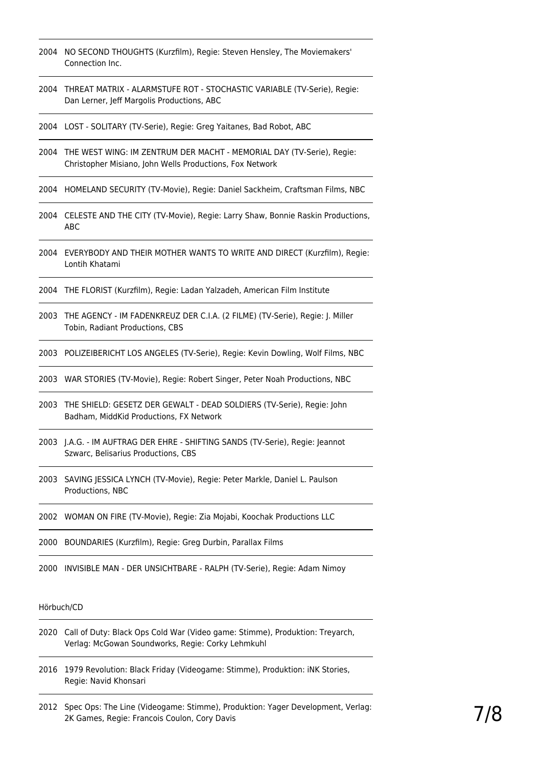2004 NO SECOND THOUGHTS (Kurzfilm), Regie: Steven Hensley, The Moviemakers' Connection Inc.

2004 THREAT MATRIX - ALARMSTUFE ROT - STOCHASTIC VARIABLE (TV-Serie), Regie: Dan Lerner, Jeff Margolis Productions, ABC

2004 LOST - SOLITARY (TV-Serie), Regie: Greg Yaitanes, Bad Robot, ABC

2004 THE WEST WING: IM ZENTRUM DER MACHT - MEMORIAL DAY (TV-Serie), Regie: Christopher Misiano, John Wells Productions, Fox Network

2004 HOMELAND SECURITY (TV-Movie), Regie: Daniel Sackheim, Craftsman Films, NBC

2004 CELESTE AND THE CITY (TV-Movie), Regie: Larry Shaw, Bonnie Raskin Productions, ABC

2004 EVERYBODY AND THEIR MOTHER WANTS TO WRITE AND DIRECT (Kurzfilm), Regie: Lontih Khatami

2004 THE FLORIST (Kurzfilm), Regie: Ladan Yalzadeh, American Film Institute

2003 THE AGENCY - IM FADENKREUZ DER C.I.A. (2 FILME) (TV-Serie), Regie: J. Miller Tobin, Radiant Productions, CBS

2003 POLIZEIBERICHT LOS ANGELES (TV-Serie), Regie: Kevin Dowling, Wolf Films, NBC

2003 WAR STORIES (TV-Movie), Regie: Robert Singer, Peter Noah Productions, NBC

2003 THE SHIELD: GESETZ DER GEWALT - DEAD SOLDIERS (TV-Serie), Regie: John Badham, MiddKid Productions, FX Network

2003 J.A.G. - IM AUFTRAG DER EHRE - SHIFTING SANDS (TV-Serie), Regie: Jeannot Szwarc, Belisarius Productions, CBS

2003 SAVING JESSICA LYNCH (TV-Movie), Regie: Peter Markle, Daniel L. Paulson Productions, NBC

2002 WOMAN ON FIRE (TV-Movie), Regie: Zia Mojabi, Koochak Productions LLC

2000 BOUNDARIES (Kurzfilm), Regie: Greg Durbin, Parallax Films

2000 INVISIBLE MAN - DER UNSICHTBARE - RALPH (TV-Serie), Regie: Adam Nimoy

Hörbuch/CD

2020 Call of Duty: Black Ops Cold War (Video game: Stimme), Produktion: Treyarch, Verlag: McGowan Soundworks, Regie: Corky Lehmkuhl

2016 1979 Revolution: Black Friday (Videogame: Stimme), Produktion: iNK Stories, Regie: Navid Khonsari

2012 Spec Ops: The Line (Videogame: Stimme), Produktion: Yager Development, Verlag: 2K Games, Regie: Francois Coulon, Cory Davis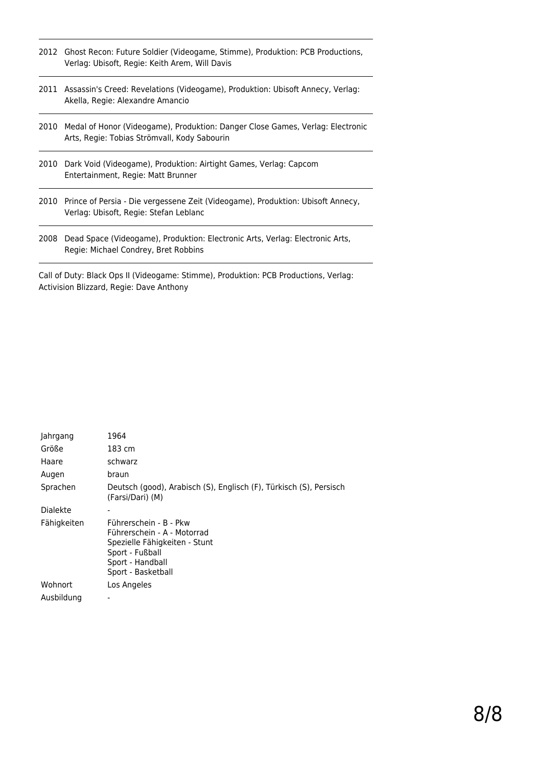2012 Ghost Recon: Future Soldier (Videogame, Stimme), Produktion: PCB Productions, Verlag: Ubisoft, Regie: Keith Arem, Will Davis

2011 Assassin's Creed: Revelations (Videogame), Produktion: Ubisoft Annecy, Verlag: Akella, Regie: Alexandre Amancio

2010 Medal of Honor (Videogame), Produktion: Danger Close Games, Verlag: Electronic Arts, Regie: Tobias Strömvall, Kody Sabourin

2010 Dark Void (Videogame), Produktion: Airtight Games, Verlag: Capcom Entertainment, Regie: Matt Brunner

2010 Prince of Persia - Die vergessene Zeit (Videogame), Produktion: Ubisoft Annecy, Verlag: Ubisoft, Regie: Stefan Leblanc

2008 Dead Space (Videogame), Produktion: Electronic Arts, Verlag: Electronic Arts, Regie: Michael Condrey, Bret Robbins

Call of Duty: Black Ops II (Videogame: Stimme), Produktion: PCB Productions, Verlag: Activision Blizzard, Regie: Dave Anthony

| | |
|---|---|
| Jahrgang | 1964 |
| Größe | 183 cm |
| Haare | schwarz |
| Augen | braun |
| Sprachen | Deutsch (good), Arabisch (S), Englisch (F), Türkisch (S), Persisch (Farsi/Dari) (M) |
| Dialekte | - |
| Fähigkeiten | Führerschein - B - Pkw<br>Führerschein - A - Motorrad<br>Spezielle Fähigkeiten - Stunt<br>Sport - Fußball<br>Sport - Handball<br>Sport - Basketball |
| Wohnort | Los Angeles |
| Ausbildung | - |